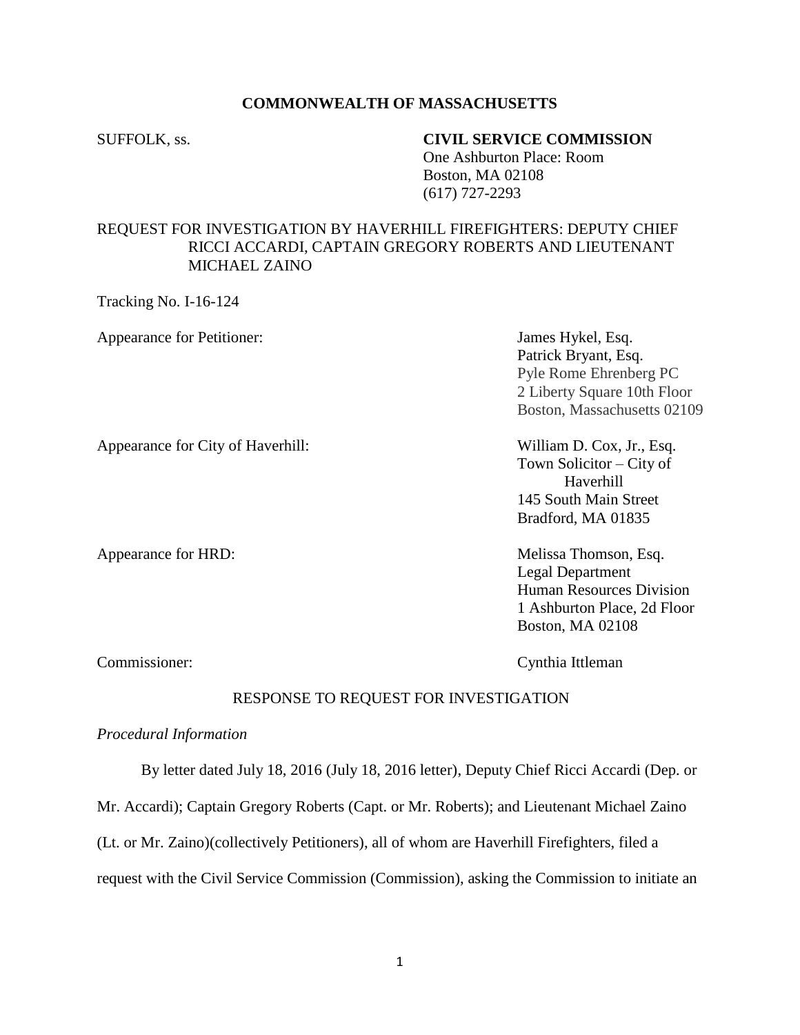**COMMONWEALTH OF MASSACHUSETTS**

SUFFOLK, ss.

**CIVIL SERVICE COMMISSION**
One Ashburton Place: Room
Boston, MA 02108
(617) 727-2293

REQUEST FOR INVESTIGATION BY HAVERHILL FIREFIGHTERS: DEPUTY CHIEF RICCI ACCARDI, CAPTAIN GREGORY ROBERTS AND LIEUTENANT MICHAEL ZAINO

Tracking No. I-16-124

Appearance for Petitioner: James Hykel, Esq.
Patrick Bryant, Esq.
Pyle Rome Ehrenberg PC
2 Liberty Square 10th Floor
Boston, Massachusetts 02109

Appearance for City of Haverhill: William D. Cox, Jr., Esq.
Town Solicitor – City of Haverhill
145 South Main Street
Bradford, MA 01835

Appearance for HRD: Melissa Thomson, Esq.
Legal Department
Human Resources Division
1 Ashburton Place, 2d Floor
Boston, MA 02108

Commissioner: Cynthia Ittleman

RESPONSE TO REQUEST FOR INVESTIGATION

*Procedural Information*

By letter dated July 18, 2016 (July 18, 2016 letter), Deputy Chief Ricci Accardi (Dep. or Mr. Accardi); Captain Gregory Roberts (Capt. or Mr. Roberts); and Lieutenant Michael Zaino (Lt. or Mr. Zaino)(collectively Petitioners), all of whom are Haverhill Firefighters, filed a request with the Civil Service Commission (Commission), asking the Commission to initiate an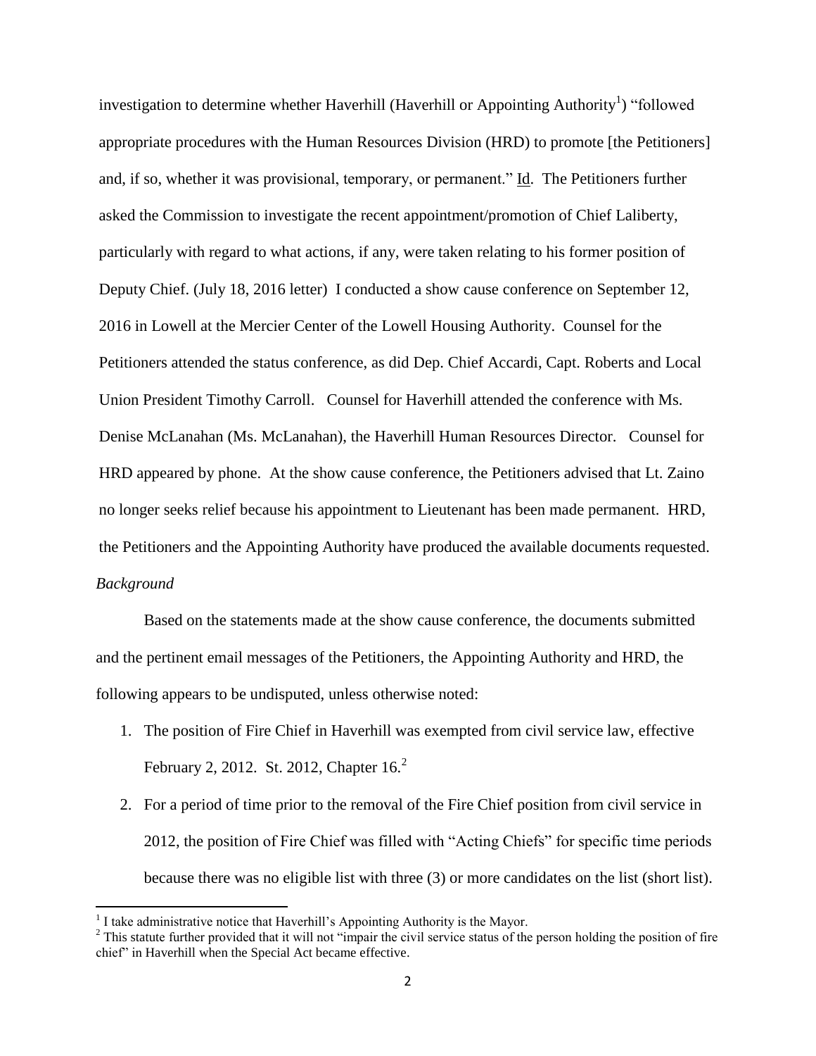investigation to determine whether Haverhill (Haverhill or Appointing Authority[1]) "followed appropriate procedures with the Human Resources Division (HRD) to promote [the Petitioners] and, if so, whether it was provisional, temporary, or permanent." Id. The Petitioners further asked the Commission to investigate the recent appointment/promotion of Chief Laliberty, particularly with regard to what actions, if any, were taken relating to his former position of Deputy Chief. (July 18, 2016 letter) I conducted a show cause conference on September 12, 2016 in Lowell at the Mercier Center of the Lowell Housing Authority. Counsel for the Petitioners attended the status conference, as did Dep. Chief Accardi, Capt. Roberts and Local Union President Timothy Carroll. Counsel for Haverhill attended the conference with Ms. Denise McLanahan (Ms. McLanahan), the Haverhill Human Resources Director. Counsel for HRD appeared by phone. At the show cause conference, the Petitioners advised that Lt. Zaino no longer seeks relief because his appointment to Lieutenant has been made permanent. HRD, the Petitioners and the Appointing Authority have produced the available documents requested.

*Background*

Based on the statements made at the show cause conference, the documents submitted and the pertinent email messages of the Petitioners, the Appointing Authority and HRD, the following appears to be undisputed, unless otherwise noted:

1. The position of Fire Chief in Haverhill was exempted from civil service law, effective February 2, 2012. St. 2012, Chapter 16.[2]
2. For a period of time prior to the removal of the Fire Chief position from civil service in 2012, the position of Fire Chief was filled with "Acting Chiefs" for specific time periods because there was no eligible list with three (3) or more candidates on the list (short list).

---

[1] I take administrative notice that Haverhill's Appointing Authority is the Mayor.

[2] This statute further provided that it will not "impair the civil service status of the person holding the position of fire chief" in Haverhill when the Special Act became effective.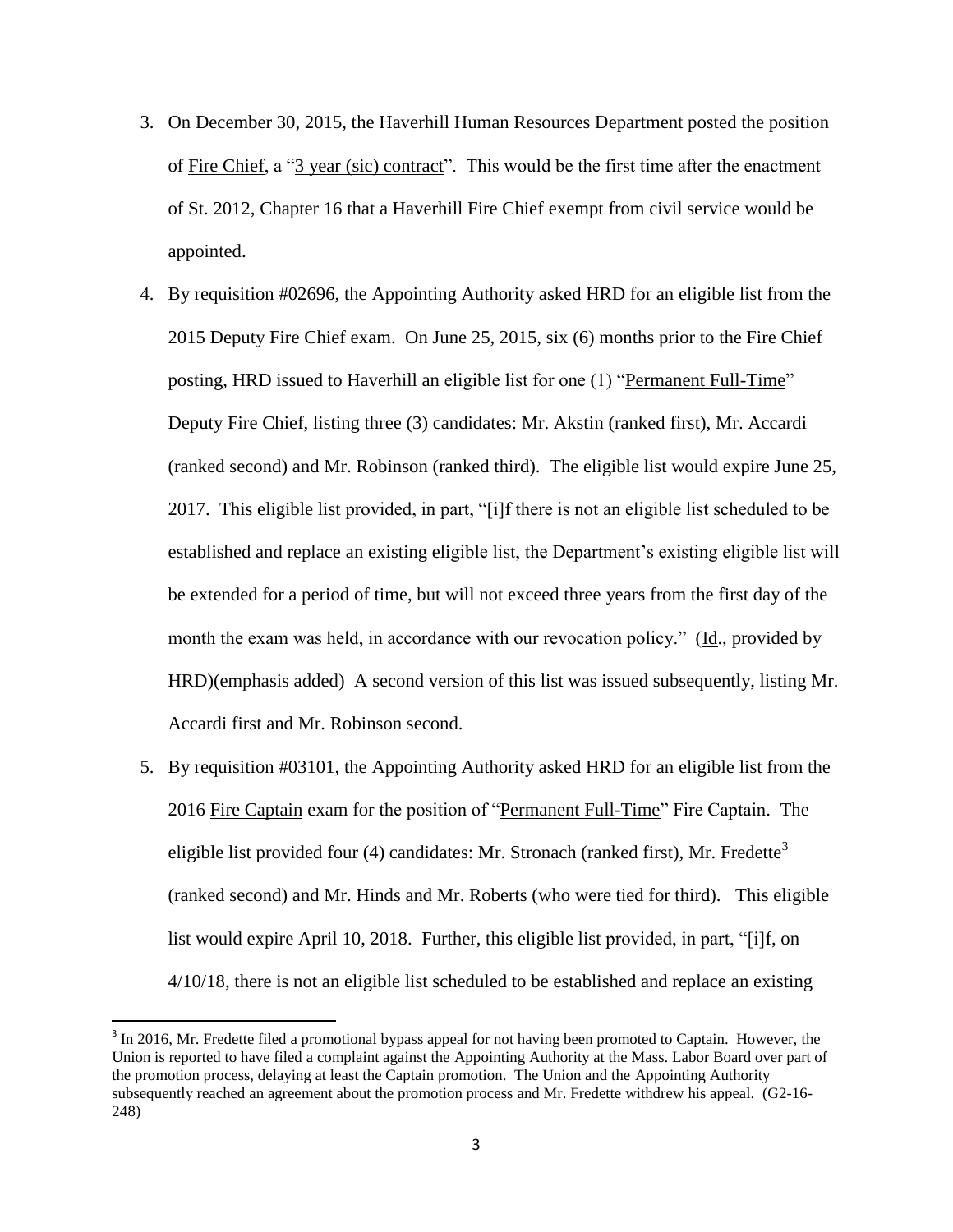3. On December 30, 2015, the Haverhill Human Resources Department posted the position of Fire Chief, a "3 year (sic) contract". This would be the first time after the enactment of St. 2012, Chapter 16 that a Haverhill Fire Chief exempt from civil service would be appointed.

4. By requisition #02696, the Appointing Authority asked HRD for an eligible list from the 2015 Deputy Fire Chief exam. On June 25, 2015, six (6) months prior to the Fire Chief posting, HRD issued to Haverhill an eligible list for one (1) "Permanent Full-Time" Deputy Fire Chief, listing three (3) candidates: Mr. Akstin (ranked first), Mr. Accardi (ranked second) and Mr. Robinson (ranked third). The eligible list would expire June 25, 2017. This eligible list provided, in part, "[i]f there is not an eligible list scheduled to be established and replace an existing eligible list, the Department's existing eligible list will be extended for a period of time, but will not exceed three years from the first day of the month the exam was held, in accordance with our revocation policy." (Id., provided by HRD)(emphasis added) A second version of this list was issued subsequently, listing Mr. Accardi first and Mr. Robinson second.

5. By requisition #03101, the Appointing Authority asked HRD for an eligible list from the 2016 Fire Captain exam for the position of "Permanent Full-Time" Fire Captain. The eligible list provided four (4) candidates: Mr. Stronach (ranked first), Mr. Fredette[3] (ranked second) and Mr. Hinds and Mr. Roberts (who were tied for third). This eligible list would expire April 10, 2018. Further, this eligible list provided, in part, "[i]f, on 4/10/18, there is not an eligible list scheduled to be established and replace an existing

[3] In 2016, Mr. Fredette filed a promotional bypass appeal for not having been promoted to Captain. However, the Union is reported to have filed a complaint against the Appointing Authority at the Mass. Labor Board over part of the promotion process, delaying at least the Captain promotion. The Union and the Appointing Authority subsequently reached an agreement about the promotion process and Mr. Fredette withdrew his appeal. (G2-16-248)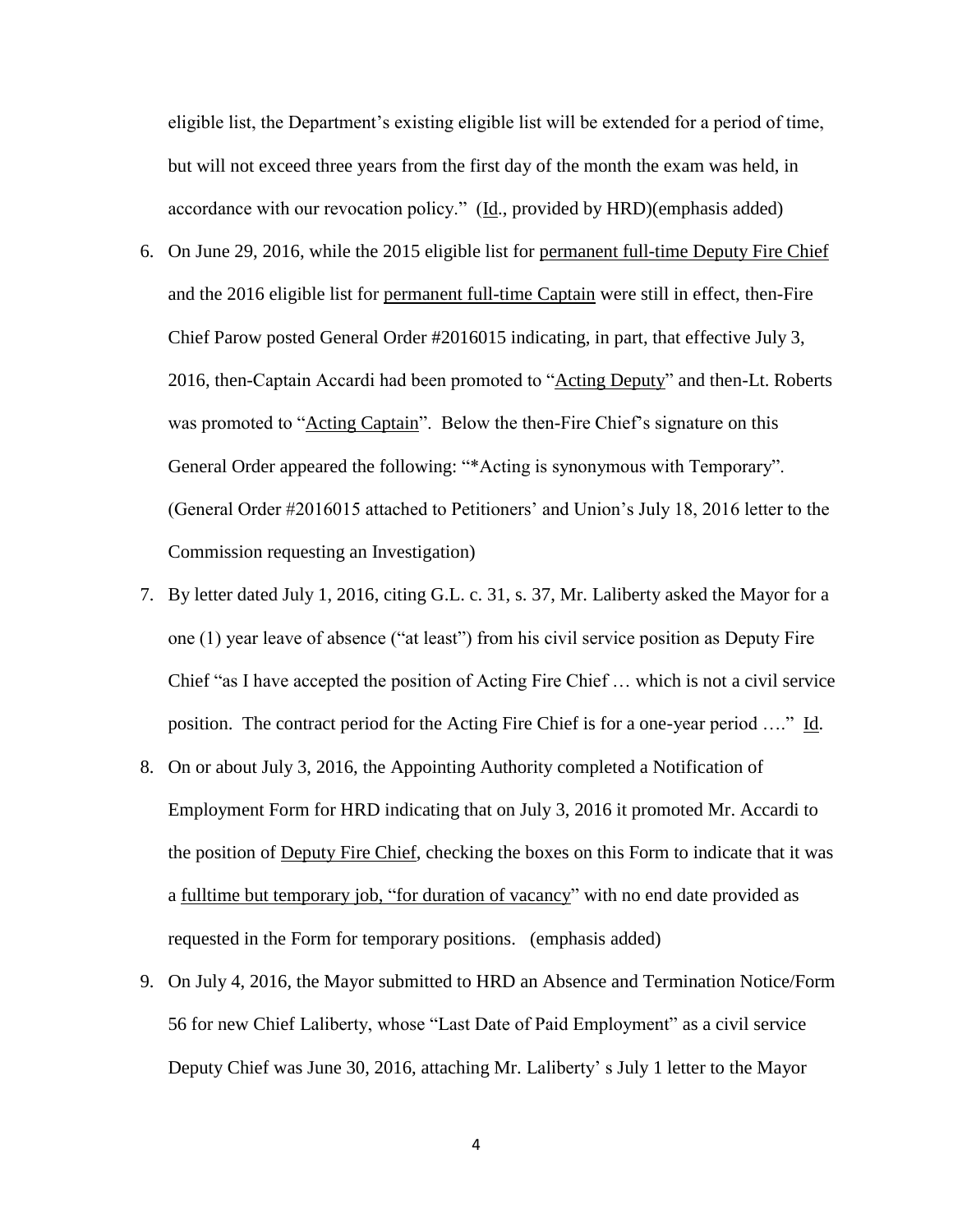eligible list, the Department's existing eligible list will be extended for a period of time, but will not exceed three years from the first day of the month the exam was held, in accordance with our revocation policy." (Id., provided by HRD)(emphasis added)

6. On June 29, 2016, while the 2015 eligible list for permanent full-time Deputy Fire Chief and the 2016 eligible list for permanent full-time Captain were still in effect, then-Fire Chief Parow posted General Order #2016015 indicating, in part, that effective July 3, 2016, then-Captain Accardi had been promoted to "Acting Deputy" and then-Lt. Roberts was promoted to "Acting Captain". Below the then-Fire Chief's signature on this General Order appeared the following: "*Acting is synonymous with Temporary". (General Order #2016015 attached to Petitioners' and Union's July 18, 2016 letter to the Commission requesting an Investigation)

7. By letter dated July 1, 2016, citing G.L. c. 31, s. 37, Mr. Laliberty asked the Mayor for a one (1) year leave of absence ("at least") from his civil service position as Deputy Fire Chief "as I have accepted the position of Acting Fire Chief … which is not a civil service position. The contract period for the Acting Fire Chief is for a one-year period …." Id.

8. On or about July 3, 2016, the Appointing Authority completed a Notification of Employment Form for HRD indicating that on July 3, 2016 it promoted Mr. Accardi to the position of Deputy Fire Chief, checking the boxes on this Form to indicate that it was a fulltime but temporary job, "for duration of vacancy" with no end date provided as requested in the Form for temporary positions. (emphasis added)

9. On July 4, 2016, the Mayor submitted to HRD an Absence and Termination Notice/Form 56 for new Chief Laliberty, whose "Last Date of Paid Employment" as a civil service Deputy Chief was June 30, 2016, attaching Mr. Laliberty' s July 1 letter to the Mayor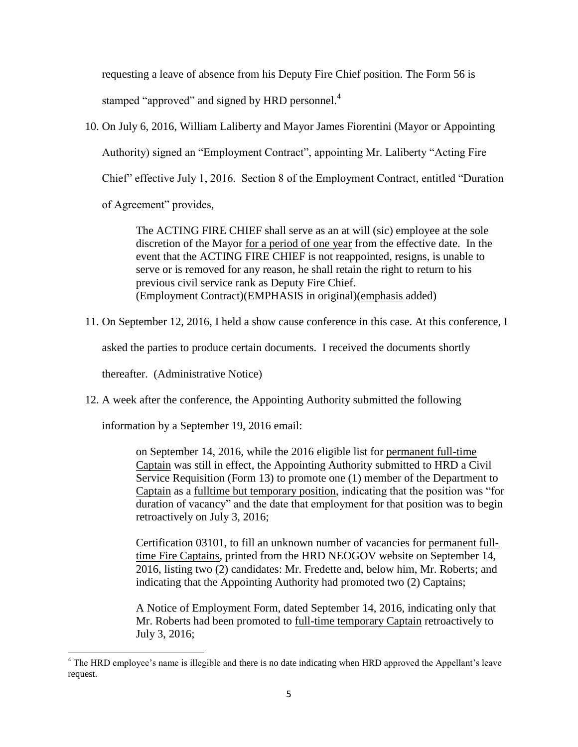requesting a leave of absence from his Deputy Fire Chief position. The Form 56 is stamped "approved" and signed by HRD personnel.[4]

10. On July 6, 2016, William Laliberty and Mayor James Fiorentini (Mayor or Appointing Authority) signed an "Employment Contract", appointing Mr. Laliberty "Acting Fire Chief" effective July 1, 2016. Section 8 of the Employment Contract, entitled "Duration of Agreement" provides,

> The ACTING FIRE CHIEF shall serve as an at will (sic) employee at the sole discretion of the Mayor <u>for a period of one year</u> from the effective date. In the event that the ACTING FIRE CHIEF is not reappointed, resigns, is unable to serve or is removed for any reason, he shall retain the right to return to his previous civil service rank as Deputy Fire Chief.
> (Employment Contract)(EMPHASIS in original)(<u>emphasis</u> added)

11. On September 12, 2016, I held a show cause conference in this case. At this conference, I asked the parties to produce certain documents. I received the documents shortly thereafter. (Administrative Notice)

12. A week after the conference, the Appointing Authority submitted the following information by a September 19, 2016 email:

> on September 14, 2016, while the 2016 eligible list for <u>permanent full-time Captain</u> was still in effect, the Appointing Authority submitted to HRD a Civil Service Requisition (Form 13) to promote one (1) member of the Department to <u>Captain</u> as a <u>fulltime but temporary position</u>, indicating that the position was "for duration of vacancy" and the date that employment for that position was to begin retroactively on July 3, 2016;
>
> Certification 03101, to fill an unknown number of vacancies for <u>permanent full-time Fire Captains</u>, printed from the HRD NEOGOV website on September 14, 2016, listing two (2) candidates: Mr. Fredette and, below him, Mr. Roberts; and indicating that the Appointing Authority had promoted two (2) Captains;
>
> A Notice of Employment Form, dated September 14, 2016, indicating only that Mr. Roberts had been promoted to <u>full-time temporary Captain</u> retroactively to July 3, 2016;

[4] The HRD employee's name is illegible and there is no date indicating when HRD approved the Appellant's leave request.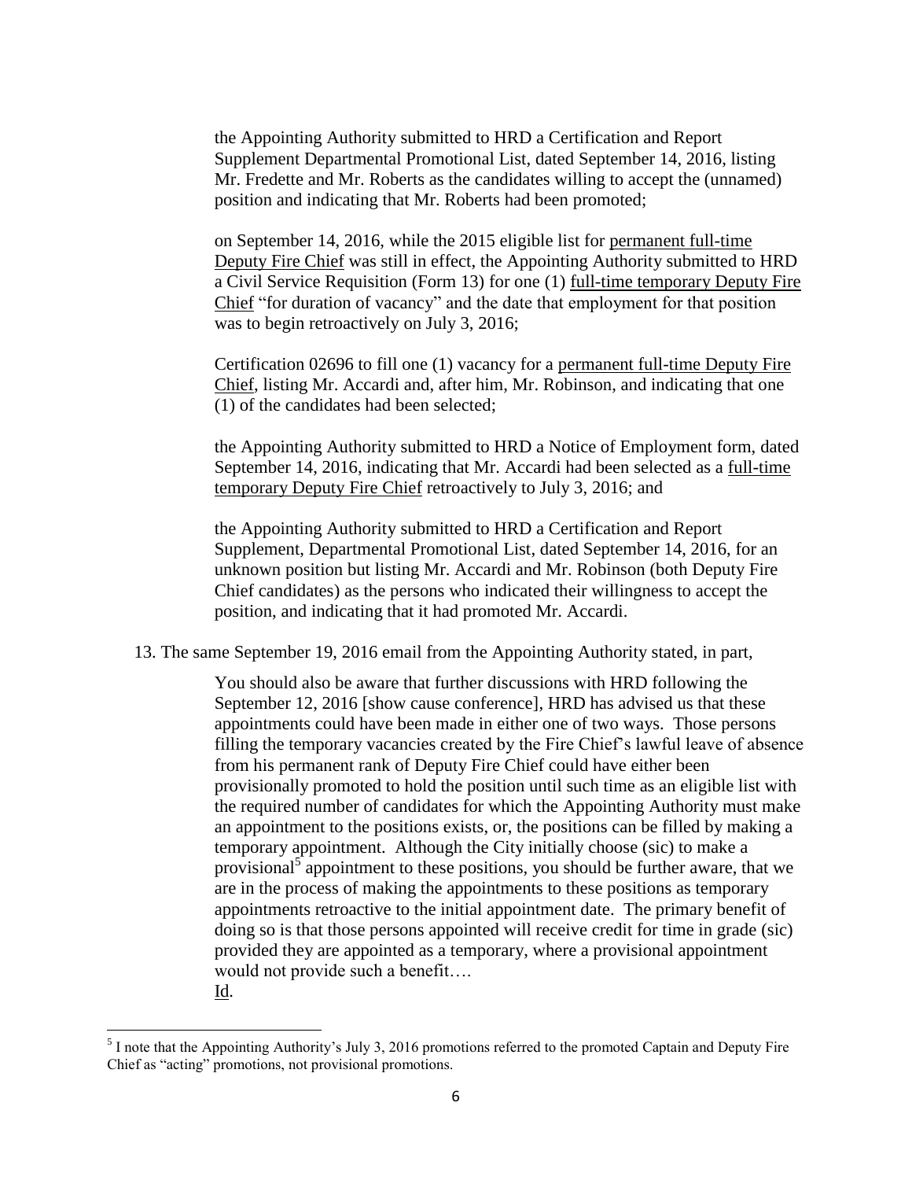> the Appointing Authority submitted to HRD a Certification and Report Supplement Departmental Promotional List, dated September 14, 2016, listing Mr. Fredette and Mr. Roberts as the candidates willing to accept the (unnamed) position and indicating that Mr. Roberts had been promoted;
>
> on September 14, 2016, while the 2015 eligible list for <u>permanent full-time Deputy Fire Chief</u> was still in effect, the Appointing Authority submitted to HRD a Civil Service Requisition (Form 13) for one (1) <u>full-time temporary Deputy Fire Chief</u> "for duration of vacancy" and the date that employment for that position was to begin retroactively on July 3, 2016;
>
> Certification 02696 to fill one (1) vacancy for a <u>permanent full-time Deputy Fire Chief</u>, listing Mr. Accardi and, after him, Mr. Robinson, and indicating that one (1) of the candidates had been selected;
>
> the Appointing Authority submitted to HRD a Notice of Employment form, dated September 14, 2016, indicating that Mr. Accardi had been selected as a <u>full-time temporary Deputy Fire Chief</u> retroactively to July 3, 2016; and
>
> the Appointing Authority submitted to HRD a Certification and Report Supplement, Departmental Promotional List, dated September 14, 2016, for an unknown position but listing Mr. Accardi and Mr. Robinson (both Deputy Fire Chief candidates) as the persons who indicated their willingness to accept the position, and indicating that it had promoted Mr. Accardi.

13. The same September 19, 2016 email from the Appointing Authority stated, in part,

> You should also be aware that further discussions with HRD following the September 12, 2016 [show cause conference], HRD has advised us that these appointments could have been made in either one of two ways. Those persons filling the temporary vacancies created by the Fire Chief's lawful leave of absence from his permanent rank of Deputy Fire Chief could have either been provisionally promoted to hold the position until such time as an eligible list with the required number of candidates for which the Appointing Authority must make an appointment to the positions exists, or, the positions can be filled by making a temporary appointment. Although the City initially choose (sic) to make a provisional[5] appointment to these positions, you should be further aware, that we are in the process of making the appointments to these positions as temporary appointments retroactive to the initial appointment date. The primary benefit of doing so is that those persons appointed will receive credit for time in grade (sic) provided they are appointed as a temporary, where a provisional appointment would not provide such a benefit….
> <u>Id</u>.

[5] I note that the Appointing Authority's July 3, 2016 promotions referred to the promoted Captain and Deputy Fire Chief as "acting" promotions, not provisional promotions.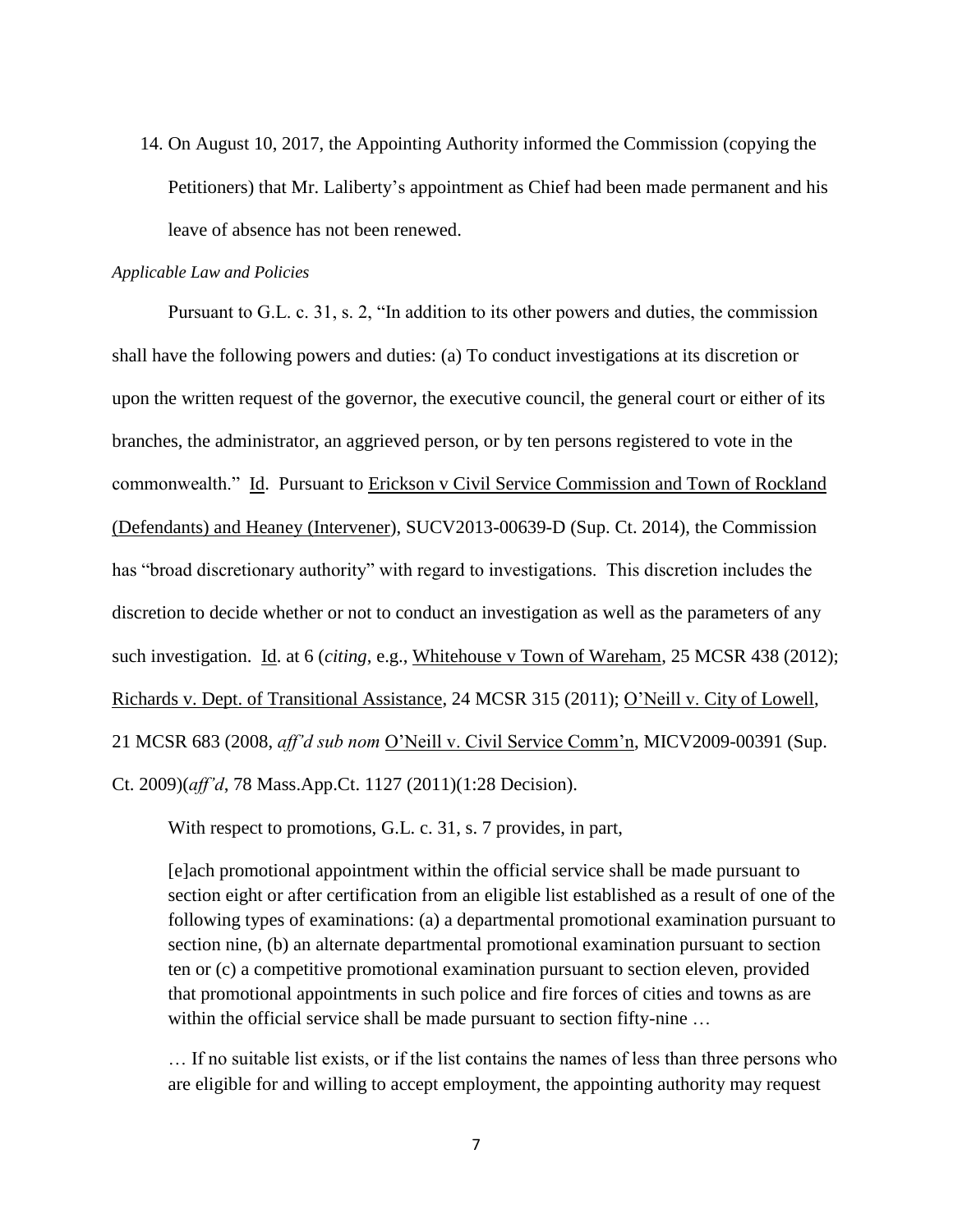14. On August 10, 2017, the Appointing Authority informed the Commission (copying the Petitioners) that Mr. Laliberty's appointment as Chief had been made permanent and his leave of absence has not been renewed.

*Applicable Law and Policies*

Pursuant to G.L. c. 31, s. 2, "In addition to its other powers and duties, the commission shall have the following powers and duties: (a) To conduct investigations at its discretion or upon the written request of the governor, the executive council, the general court or either of its branches, the administrator, an aggrieved person, or by ten persons registered to vote in the commonwealth." Id. Pursuant to Erickson v Civil Service Commission and Town of Rockland (Defendants) and Heaney (Intervener), SUCV2013-00639-D (Sup. Ct. 2014), the Commission has "broad discretionary authority" with regard to investigations. This discretion includes the discretion to decide whether or not to conduct an investigation as well as the parameters of any such investigation. Id. at 6 (*citing*, e.g., Whitehouse v Town of Wareham, 25 MCSR 438 (2012); Richards v. Dept. of Transitional Assistance, 24 MCSR 315 (2011); O'Neill v. City of Lowell, 21 MCSR 683 (2008, *aff'd sub nom* O'Neill v. Civil Service Comm'n, MICV2009-00391 (Sup. Ct. 2009)(*aff'd*, 78 Mass.App.Ct. 1127 (2011)(1:28 Decision).

With respect to promotions, G.L. c. 31, s. 7 provides, in part,

> [e]ach promotional appointment within the official service shall be made pursuant to section eight or after certification from an eligible list established as a result of one of the following types of examinations: (a) a departmental promotional examination pursuant to section nine, (b) an alternate departmental promotional examination pursuant to section ten or (c) a competitive promotional examination pursuant to section eleven, provided that promotional appointments in such police and fire forces of cities and towns as are within the official service shall be made pursuant to section fifty-nine …
>
> … If no suitable list exists, or if the list contains the names of less than three persons who are eligible for and willing to accept employment, the appointing authority may request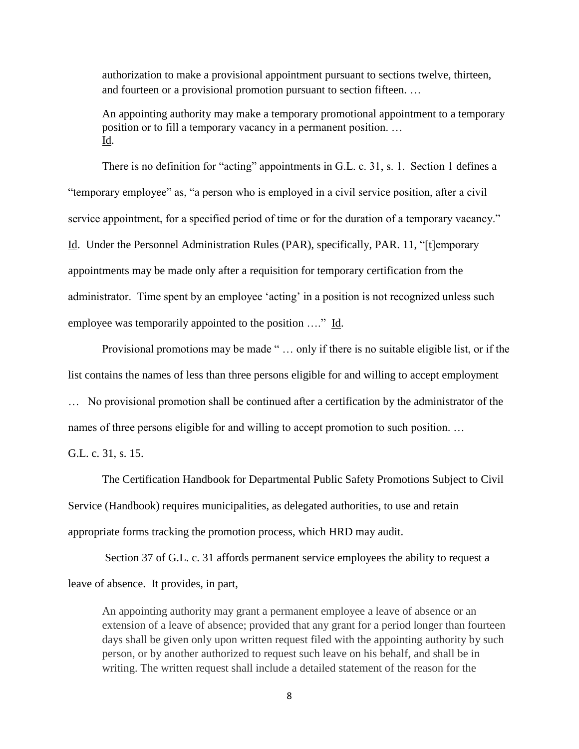> authorization to make a provisional appointment pursuant to sections twelve, thirteen, and fourteen or a provisional promotion pursuant to section fifteen. …
>
> An appointing authority may make a temporary promotional appointment to a temporary position or to fill a temporary vacancy in a permanent position. …
> Id.

There is no definition for "acting" appointments in G.L. c. 31, s. 1. Section 1 defines a "temporary employee" as, "a person who is employed in a civil service position, after a civil service appointment, for a specified period of time or for the duration of a temporary vacancy." Id. Under the Personnel Administration Rules (PAR), specifically, PAR. 11, "[t]emporary appointments may be made only after a requisition for temporary certification from the administrator. Time spent by an employee 'acting' in a position is not recognized unless such employee was temporarily appointed to the position …." Id.

Provisional promotions may be made " … only if there is no suitable eligible list, or if the list contains the names of less than three persons eligible for and willing to accept employment … No provisional promotion shall be continued after a certification by the administrator of the names of three persons eligible for and willing to accept promotion to such position. … G.L. c. 31, s. 15.

The Certification Handbook for Departmental Public Safety Promotions Subject to Civil Service (Handbook) requires municipalities, as delegated authorities, to use and retain appropriate forms tracking the promotion process, which HRD may audit.

Section 37 of G.L. c. 31 affords permanent service employees the ability to request a leave of absence. It provides, in part,

> An appointing authority may grant a permanent employee a leave of absence or an extension of a leave of absence; provided that any grant for a period longer than fourteen days shall be given only upon written request filed with the appointing authority by such person, or by another authorized to request such leave on his behalf, and shall be in writing. The written request shall include a detailed statement of the reason for the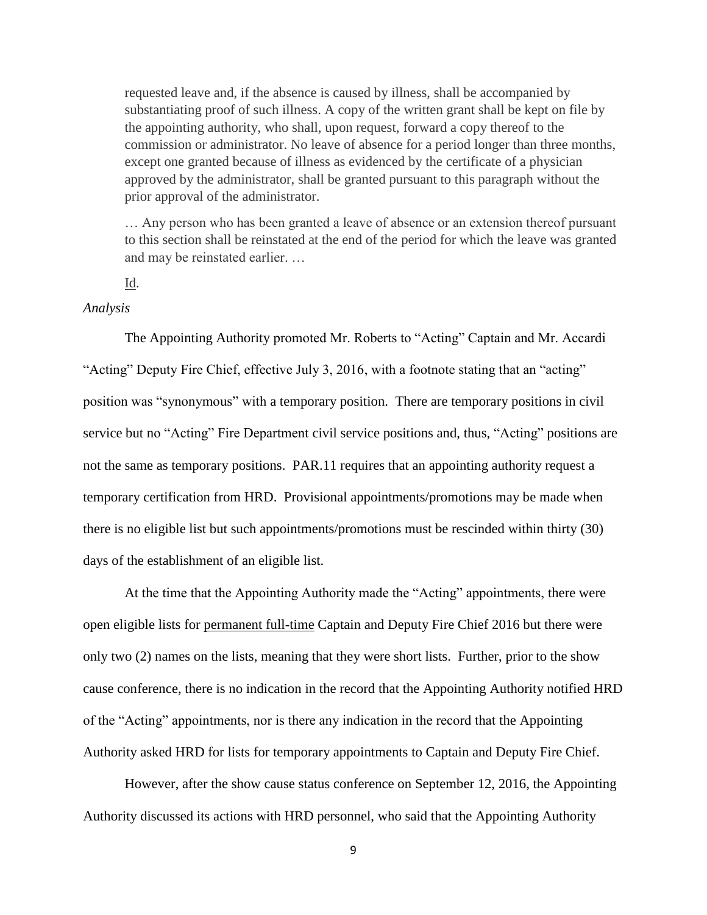> requested leave and, if the absence is caused by illness, shall be accompanied by substantiating proof of such illness. A copy of the written grant shall be kept on file by the appointing authority, who shall, upon request, forward a copy thereof to the commission or administrator. No leave of absence for a period longer than three months, except one granted because of illness as evidenced by the certificate of a physician approved by the administrator, shall be granted pursuant to this paragraph without the prior approval of the administrator.
>
> … Any person who has been granted a leave of absence or an extension thereof pursuant to this section shall be reinstated at the end of the period for which the leave was granted and may be reinstated earlier. …

Id.

*Analysis*

The Appointing Authority promoted Mr. Roberts to "Acting" Captain and Mr. Accardi "Acting" Deputy Fire Chief, effective July 3, 2016, with a footnote stating that an "acting" position was "synonymous" with a temporary position. There are temporary positions in civil service but no "Acting" Fire Department civil service positions and, thus, "Acting" positions are not the same as temporary positions. PAR.11 requires that an appointing authority request a temporary certification from HRD. Provisional appointments/promotions may be made when there is no eligible list but such appointments/promotions must be rescinded within thirty (30) days of the establishment of an eligible list.

At the time that the Appointing Authority made the "Acting" appointments, there were open eligible lists for permanent full-time Captain and Deputy Fire Chief 2016 but there were only two (2) names on the lists, meaning that they were short lists. Further, prior to the show cause conference, there is no indication in the record that the Appointing Authority notified HRD of the "Acting" appointments, nor is there any indication in the record that the Appointing Authority asked HRD for lists for temporary appointments to Captain and Deputy Fire Chief.

However, after the show cause status conference on September 12, 2016, the Appointing Authority discussed its actions with HRD personnel, who said that the Appointing Authority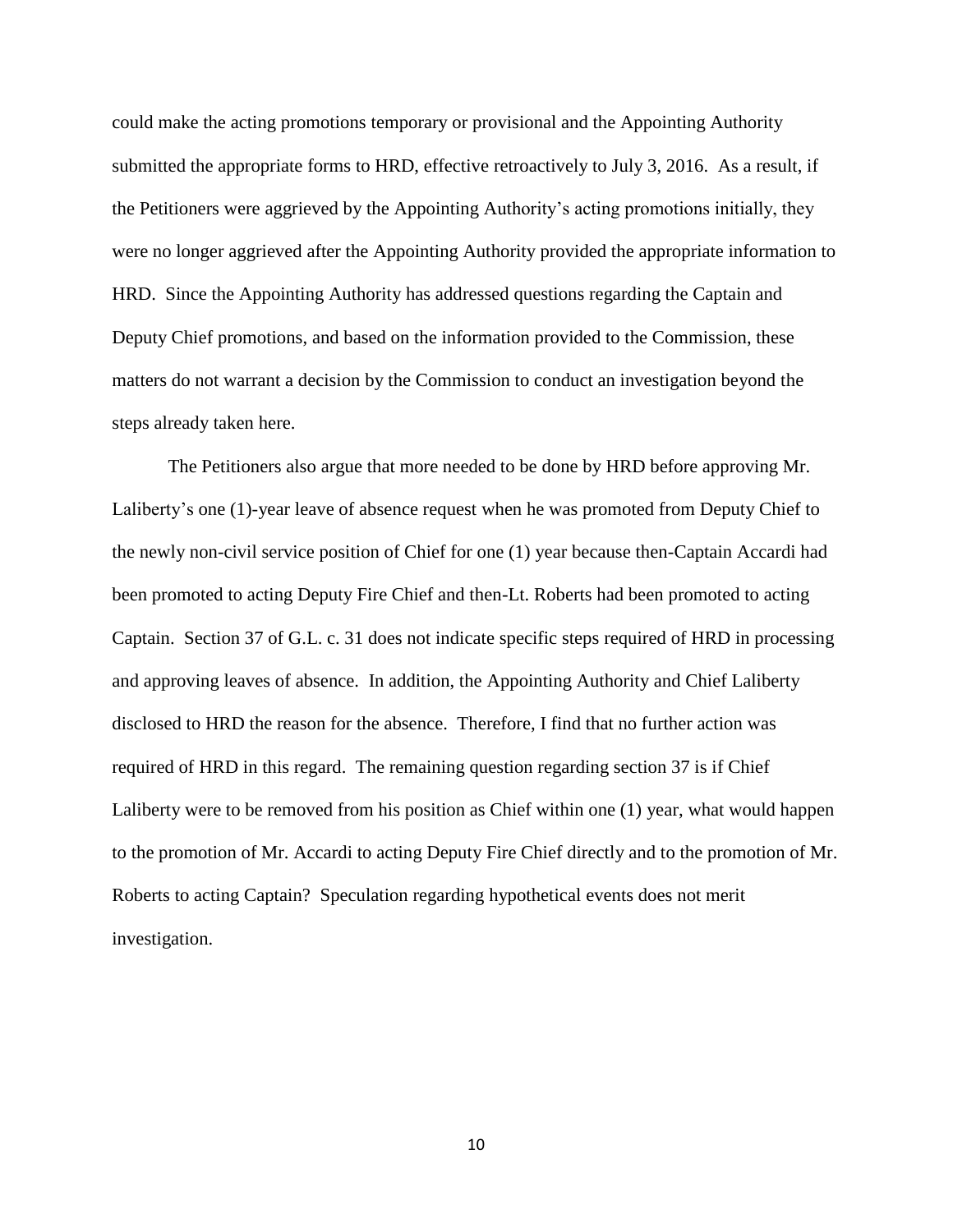could make the acting promotions temporary or provisional and the Appointing Authority submitted the appropriate forms to HRD, effective retroactively to July 3, 2016. As a result, if the Petitioners were aggrieved by the Appointing Authority's acting promotions initially, they were no longer aggrieved after the Appointing Authority provided the appropriate information to HRD. Since the Appointing Authority has addressed questions regarding the Captain and Deputy Chief promotions, and based on the information provided to the Commission, these matters do not warrant a decision by the Commission to conduct an investigation beyond the steps already taken here.

The Petitioners also argue that more needed to be done by HRD before approving Mr. Laliberty's one (1)-year leave of absence request when he was promoted from Deputy Chief to the newly non-civil service position of Chief for one (1) year because then-Captain Accardi had been promoted to acting Deputy Fire Chief and then-Lt. Roberts had been promoted to acting Captain. Section 37 of G.L. c. 31 does not indicate specific steps required of HRD in processing and approving leaves of absence. In addition, the Appointing Authority and Chief Laliberty disclosed to HRD the reason for the absence. Therefore, I find that no further action was required of HRD in this regard. The remaining question regarding section 37 is if Chief Laliberty were to be removed from his position as Chief within one (1) year, what would happen to the promotion of Mr. Accardi to acting Deputy Fire Chief directly and to the promotion of Mr. Roberts to acting Captain? Speculation regarding hypothetical events does not merit investigation.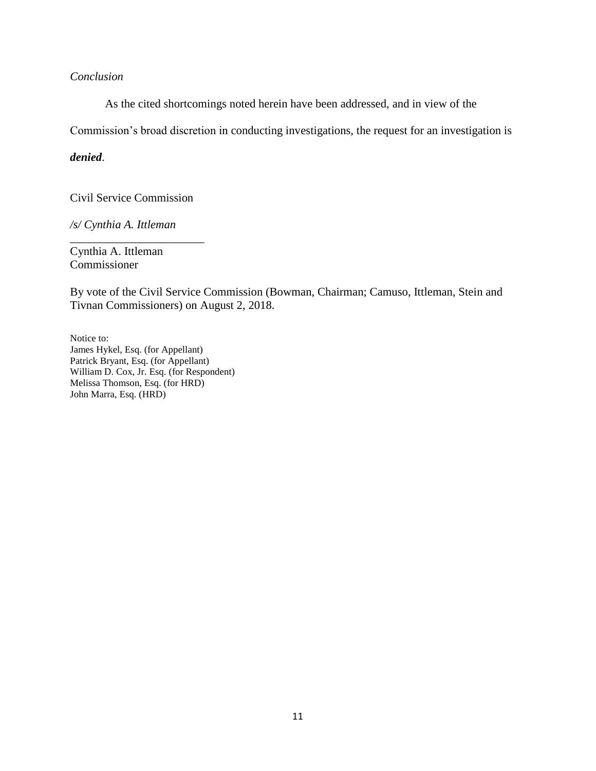*Conclusion*

As the cited shortcomings noted herein have been addressed, and in view of the Commission's broad discretion in conducting investigations, the request for an investigation is ***denied***.

Civil Service Commission

*/s/ Cynthia A. Ittleman*

\_\_\_\_\_\_\_\_\_\_\_\_\_\_\_\_\_\_\_\_\_\_\_\_

Cynthia A. Ittleman
Commissioner

By vote of the Civil Service Commission (Bowman, Chairman; Camuso, Ittleman, Stein and Tivnan Commissioners) on August 2, 2018.

Notice to:
James Hykel, Esq. (for Appellant)
Patrick Bryant, Esq. (for Appellant)
William D. Cox, Jr. Esq. (for Respondent)
Melissa Thomson, Esq. (for HRD)
John Marra, Esq. (HRD)